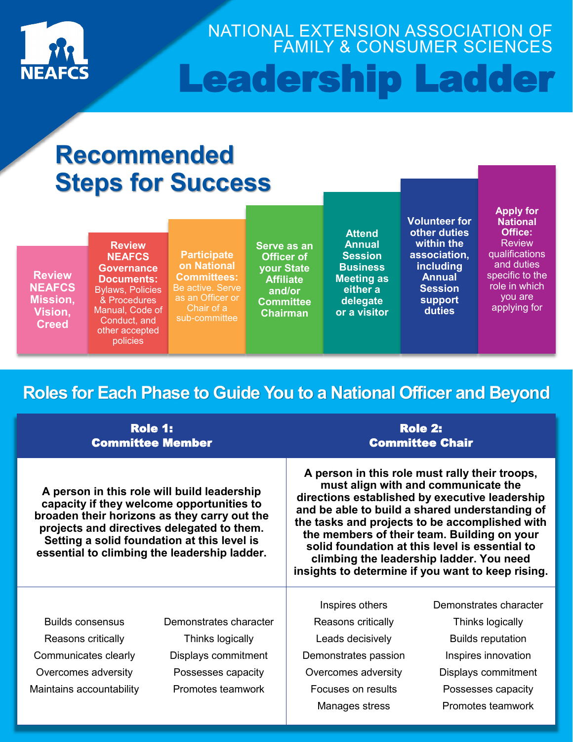# NATIONAL EXTENSION ASSOCIATION OF FAMILY & CONSUMER SCIENCES

# Leadership Ladder

## Recommended Steps for Success

1. **Review NEAFCS Mission, Vision, Creed**
2. **Review NEAFCS Governance Documents:** Bylaws, Policies & Procedures Manual, Code of Conduct, and other accepted policies
3. **Participate on National Committees:** Be active. Serve as an Officer or Chair of a sub-committee
4. **Serve as an Officer of your State Affiliate and/or Committee Chairman**
5. **Attend Annual Session Business Meeting as either a delegate or a visitor**
6. **Volunteer for other duties within the association, including Annual Session support duties**
7. **Apply for National Office:** Review qualifications and duties specific to the role in which you are applying for

## Roles for Each Phase to Guide You to a National Officer and Beyond

| **Role 1: Committee Member** | **Role 2: Committee Chair** |
|---|---|
| **A person in this role will build leadership capacity if they welcome opportunities to broaden their horizons as they carry out the projects and directives delegated to them. Setting a solid foundation at this level is essential to climbing the leadership ladder.** | **A person in this role must rally their troops, must align with and communicate the directions established by executive leadership and be able to build a shared understanding of the tasks and projects to be accomplished with the members of their team. Building on your solid foundation at this level is essential to climbing the leadership ladder. You need insights to determine if you want to keep rising.** |
| Builds consensus<br>Reasons critically<br>Communicates clearly<br>Overcomes adversity<br>Maintains accountability<br>Demonstrates character<br>Thinks logically<br>Displays commitment<br>Possesses capacity<br>Promotes teamwork | Inspires others<br>Reasons critically<br>Leads decisively<br>Demonstrates passion<br>Overcomes adversity<br>Focuses on results<br>Manages stress<br>Demonstrates character<br>Thinks logically<br>Builds reputation<br>Inspires innovation<br>Displays commitment<br>Possesses capacity<br>Promotes teamwork |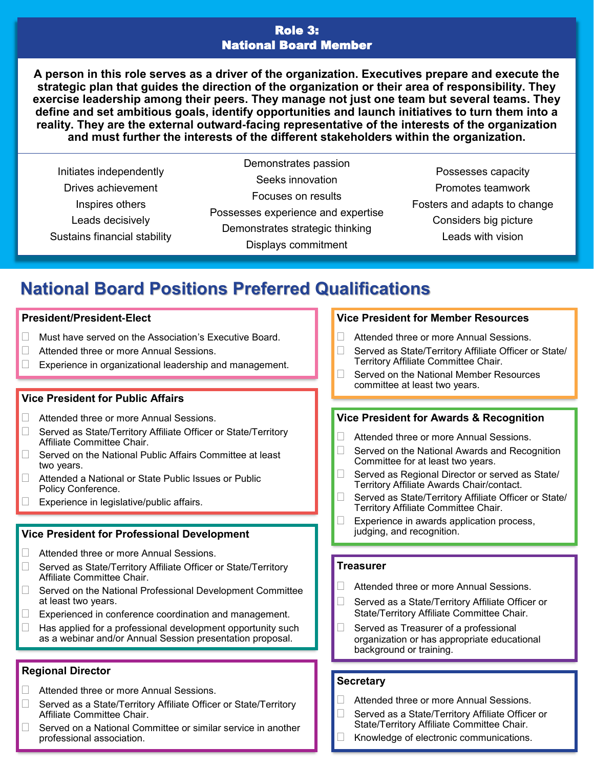## Role 3:
## National Board Member

**A person in this role serves as a driver of the organization. Executives prepare and execute the strategic plan that guides the direction of the organization or their area of responsibility. They exercise leadership among their peers. They manage not just one team but several teams. They define and set ambitious goals, identify opportunities and launch initiatives to turn them into a reality. They are the external outward-facing representative of the interests of the organization and must further the interests of the different stakeholders within the organization.**

- Initiates independently
- Drives achievement
- Inspires others
- Leads decisively
- Sustains financial stability
- Demonstrates passion
- Seeks innovation
- Focuses on results
- Possesses experience and expertise
- Demonstrates strategic thinking
- Displays commitment
- Possesses capacity
- Promotes teamwork
- Fosters and adapts to change
- Considers big picture
- Leads with vision

# National Board Positions Preferred Qualifications

### President/President-Elect

- ☐ Must have served on the Association's Executive Board.
- ☐ Attended three or more Annual Sessions.
- ☐ Experience in organizational leadership and management.

### Vice President for Public Affairs

- ☐ Attended three or more Annual Sessions.
- ☐ Served as State/Territory Affiliate Officer or State/Territory Affiliate Committee Chair.
- ☐ Served on the National Public Affairs Committee at least two years.
- ☐ Attended a National or State Public Issues or Public Policy Conference.
- ☐ Experience in legislative/public affairs.

### Vice President for Professional Development

- ☐ Attended three or more Annual Sessions.
- ☐ Served as State/Territory Affiliate Officer or State/Territory Affiliate Committee Chair.
- ☐ Served on the National Professional Development Committee at least two years.
- ☐ Experienced in conference coordination and management.
- ☐ Has applied for a professional development opportunity such as a webinar and/or Annual Session presentation proposal.

### Regional Director

- ☐ Attended three or more Annual Sessions.
- ☐ Served as a State/Territory Affiliate Officer or State/Territory Affiliate Committee Chair.
- ☐ Served on a National Committee or similar service in another professional association.

### Vice President for Member Resources

- ☐ Attended three or more Annual Sessions.
- ☐ Served as State/Territory Affiliate Officer or State/Territory Affiliate Committee Chair.
- ☐ Served on the National Member Resources committee at least two years.

### Vice President for Awards & Recognition

- ☐ Attended three or more Annual Sessions.
- ☐ Served on the National Awards and Recognition Committee for at least two years.
- ☐ Served as Regional Director or served as State/Territory Affiliate Awards Chair/contact.
- ☐ Served as State/Territory Affiliate Officer or State/Territory Affiliate Committee Chair.
- ☐ Experience in awards application process, judging, and recognition.

### Treasurer

- ☐ Attended three or more Annual Sessions.
- ☐ Served as a State/Territory Affiliate Officer or State/Territory Affiliate Committee Chair.
- ☐ Served as Treasurer of a professional organization or has appropriate educational background or training.

### Secretary

- ☐ Attended three or more Annual Sessions.
- ☐ Served as a State/Territory Affiliate Officer or State/Territory Affiliate Committee Chair.
- ☐ Knowledge of electronic communications.